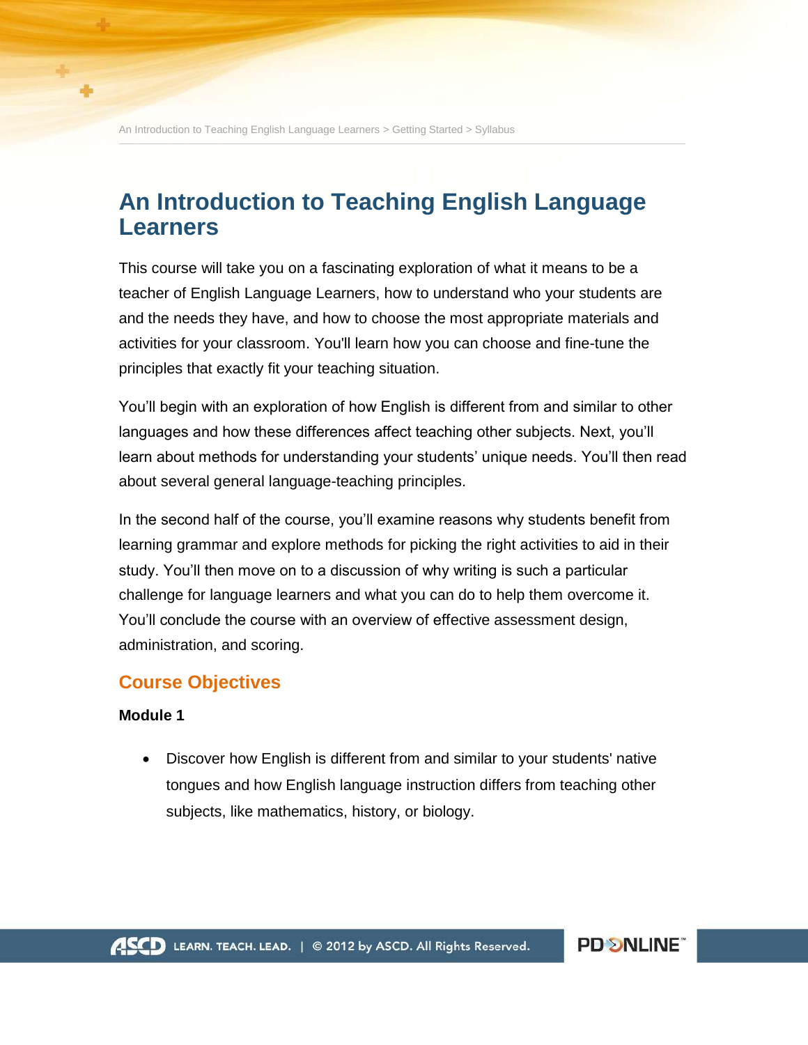# An Introduction to Teaching English Language Learners

This course will take you on a fascinating exploration of what it means to be a teacher of English Language Learners, how to understand who your students are and the needs they have, and how to choose the most appropriate materials and activities for your classroom. You'll learn how you can choose and fine-tune the principles that exactly fit your teaching situation.

You'll begin with an exploration of how English is different from and similar to other languages and how these differences affect teaching other subjects. Next, you'll learn about methods for understanding your students' unique needs. You'll then read about several general language-teaching principles.

In the second half of the course, you'll examine reasons why students benefit from learning grammar and explore methods for picking the right activities to aid in their study. You'll then move on to a discussion of why writing is such a particular challenge for language learners and what you can do to help them overcome it. You'll conclude the course with an overview of effective assessment design, administration, and scoring.

## Course Objectives

**Module 1**

- Discover how English is different from and similar to your students' native tongues and how English language instruction differs from teaching other subjects, like mathematics, history, or biology.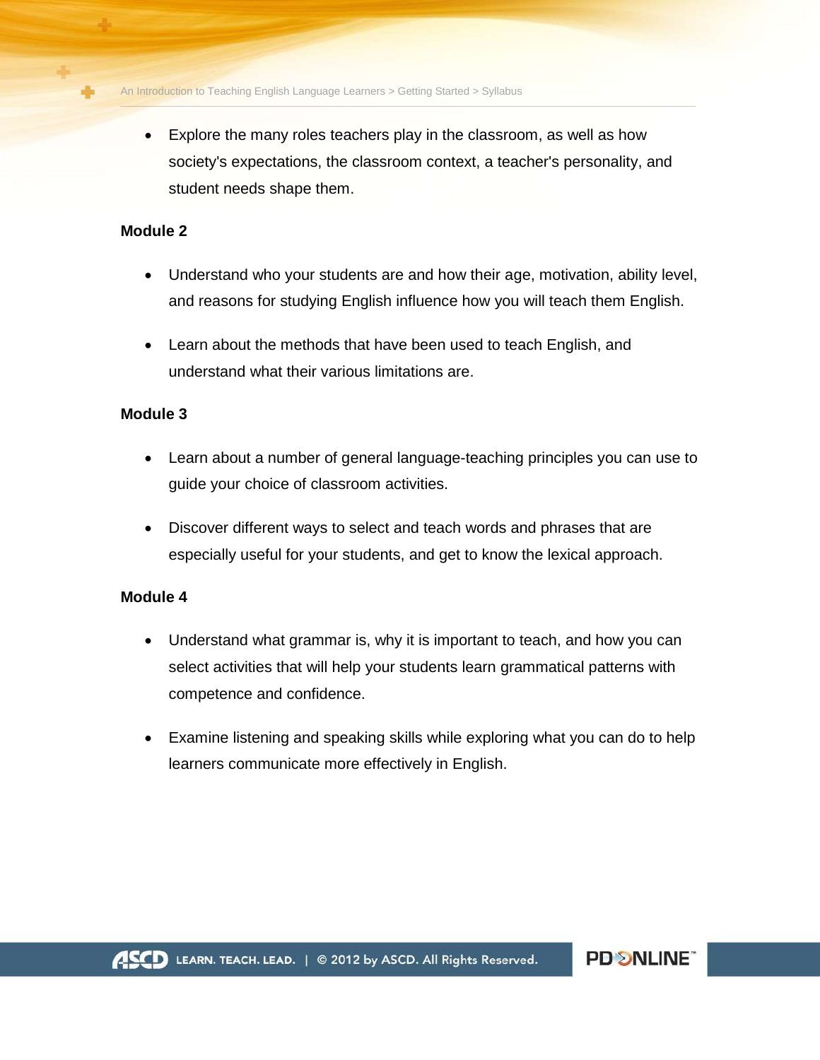- Explore the many roles teachers play in the classroom, as well as how society's expectations, the classroom context, a teacher's personality, and student needs shape them.

**Module 2**

- Understand who your students are and how their age, motivation, ability level, and reasons for studying English influence how you will teach them English.
- Learn about the methods that have been used to teach English, and understand what their various limitations are.

**Module 3**

- Learn about a number of general language-teaching principles you can use to guide your choice of classroom activities.
- Discover different ways to select and teach words and phrases that are especially useful for your students, and get to know the lexical approach.

**Module 4**

- Understand what grammar is, why it is important to teach, and how you can select activities that will help your students learn grammatical patterns with competence and confidence.
- Examine listening and speaking skills while exploring what you can do to help learners communicate more effectively in English.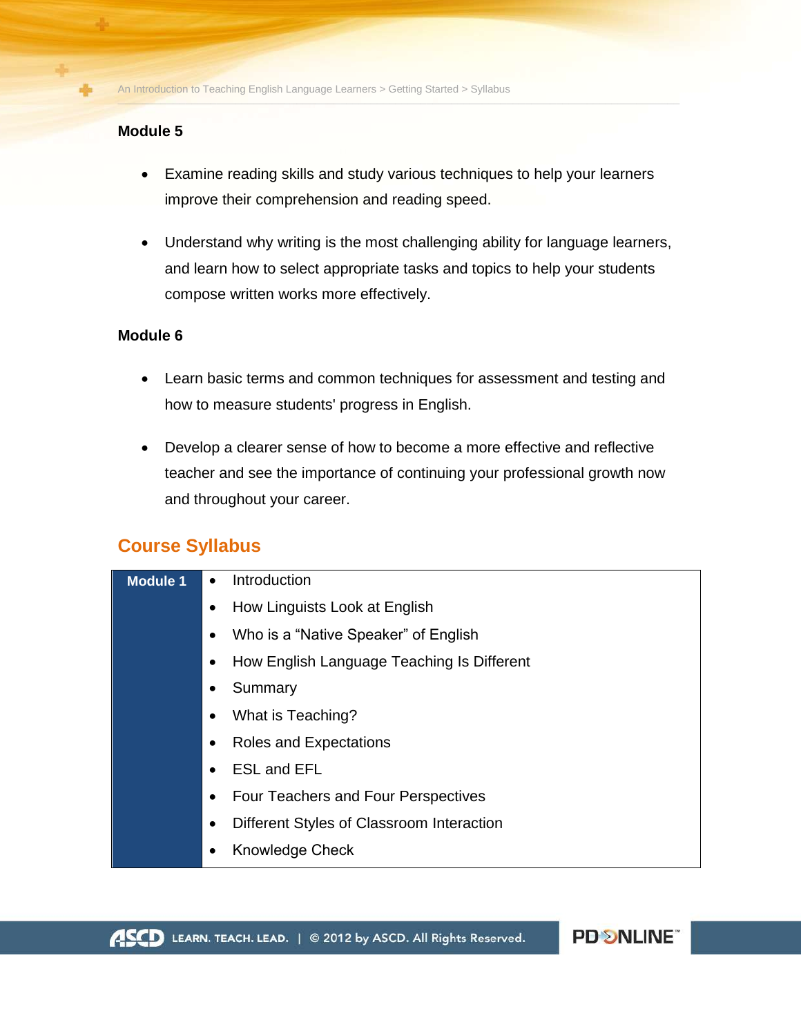### Module 5

- Examine reading skills and study various techniques to help your learners improve their comprehension and reading speed.
- Understand why writing is the most challenging ability for language learners, and learn how to select appropriate tasks and topics to help your students compose written works more effectively.

### Module 6

- Learn basic terms and common techniques for assessment and testing and how to measure students' progress in English.
- Develop a clearer sense of how to become a more effective and reflective teacher and see the importance of continuing your professional growth now and throughout your career.

## Course Syllabus

| Module | Topics |
| --- | --- |
| **Module 1** | • Introduction<br>• How Linguists Look at English<br>• Who is a "Native Speaker" of English<br>• How English Language Teaching Is Different<br>• Summary<br>• What is Teaching?<br>• Roles and Expectations<br>• ESL and EFL<br>• Four Teachers and Four Perspectives<br>• Different Styles of Classroom Interaction<br>• Knowledge Check |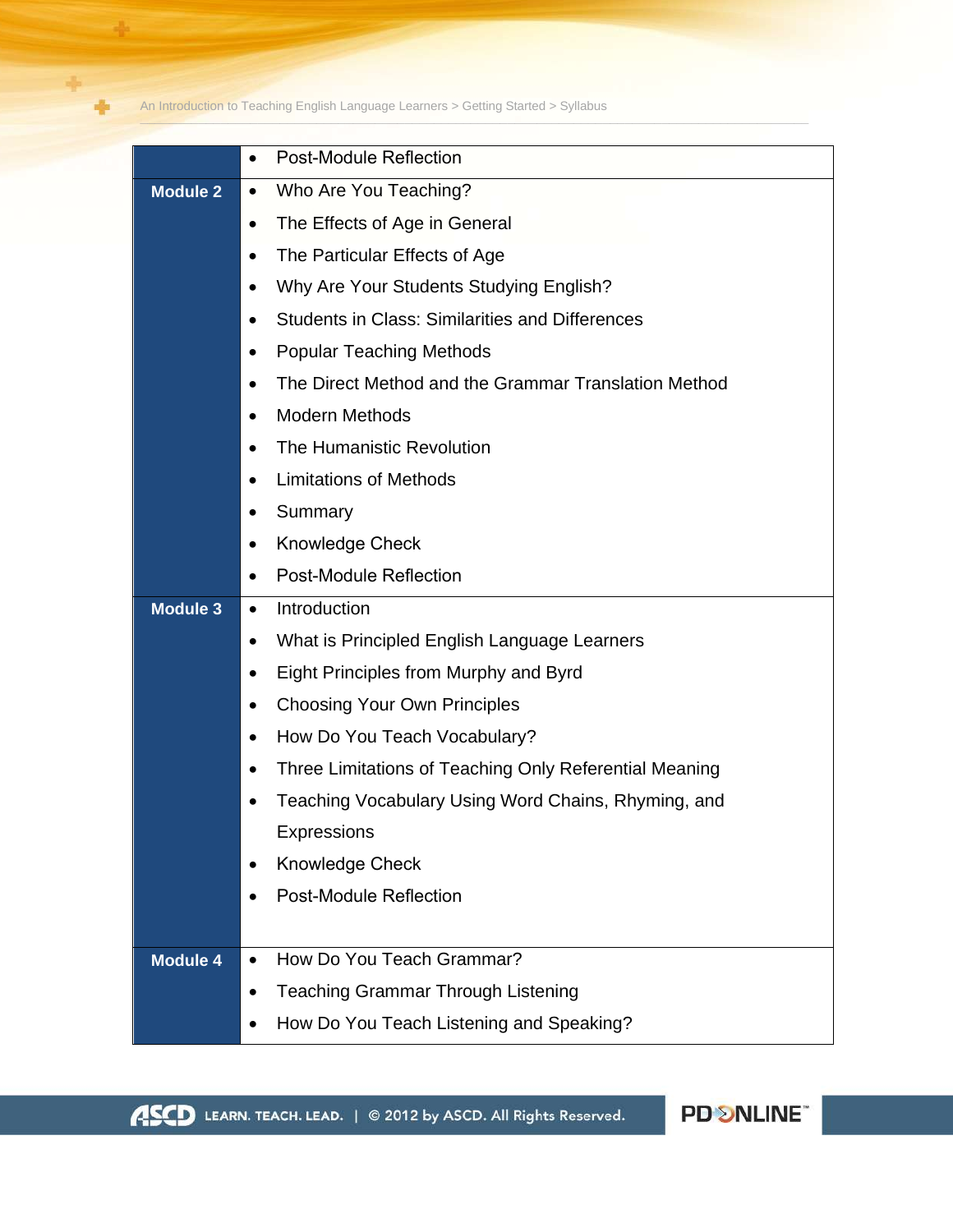| | |
|---|---|
| | • Post-Module Reflection |
| **Module 2** | • Who Are You Teaching?<br>• The Effects of Age in General<br>• The Particular Effects of Age<br>• Why Are Your Students Studying English?<br>• Students in Class: Similarities and Differences<br>• Popular Teaching Methods<br>• The Direct Method and the Grammar Translation Method<br>• Modern Methods<br>• The Humanistic Revolution<br>• Limitations of Methods<br>• Summary<br>• Knowledge Check<br>• Post-Module Reflection |
| **Module 3** | • Introduction<br>• What is Principled English Language Learners<br>• Eight Principles from Murphy and Byrd<br>• Choosing Your Own Principles<br>• How Do You Teach Vocabulary?<br>• Three Limitations of Teaching Only Referential Meaning<br>• Teaching Vocabulary Using Word Chains, Rhyming, and Expressions<br>• Knowledge Check<br>• Post-Module Reflection |
| **Module 4** | • How Do You Teach Grammar?<br>• Teaching Grammar Through Listening<br>• How Do You Teach Listening and Speaking? |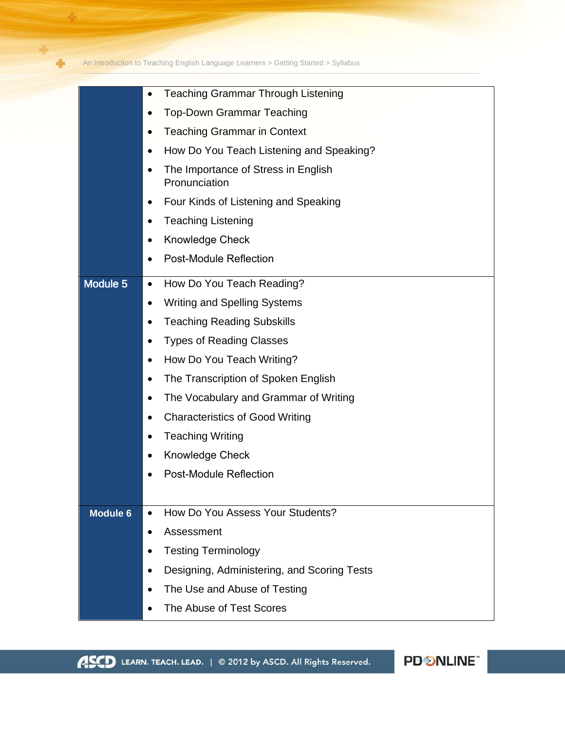| | |
|---|---|
| | • Teaching Grammar Through Listening<br>• Top-Down Grammar Teaching<br>• Teaching Grammar in Context<br>• How Do You Teach Listening and Speaking?<br>• The Importance of Stress in English Pronunciation<br>• Four Kinds of Listening and Speaking<br>• Teaching Listening<br>• Knowledge Check<br>• Post-Module Reflection |
| **Module 5** | • How Do You Teach Reading?<br>• Writing and Spelling Systems<br>• Teaching Reading Subskills<br>• Types of Reading Classes<br>• How Do You Teach Writing?<br>• The Transcription of Spoken English<br>• The Vocabulary and Grammar of Writing<br>• Characteristics of Good Writing<br>• Teaching Writing<br>• Knowledge Check<br>• Post-Module Reflection |
| **Module 6** | • How Do You Assess Your Students?<br>• Assessment<br>• Testing Terminology<br>• Designing, Administering, and Scoring Tests<br>• The Use and Abuse of Testing<br>• The Abuse of Test Scores |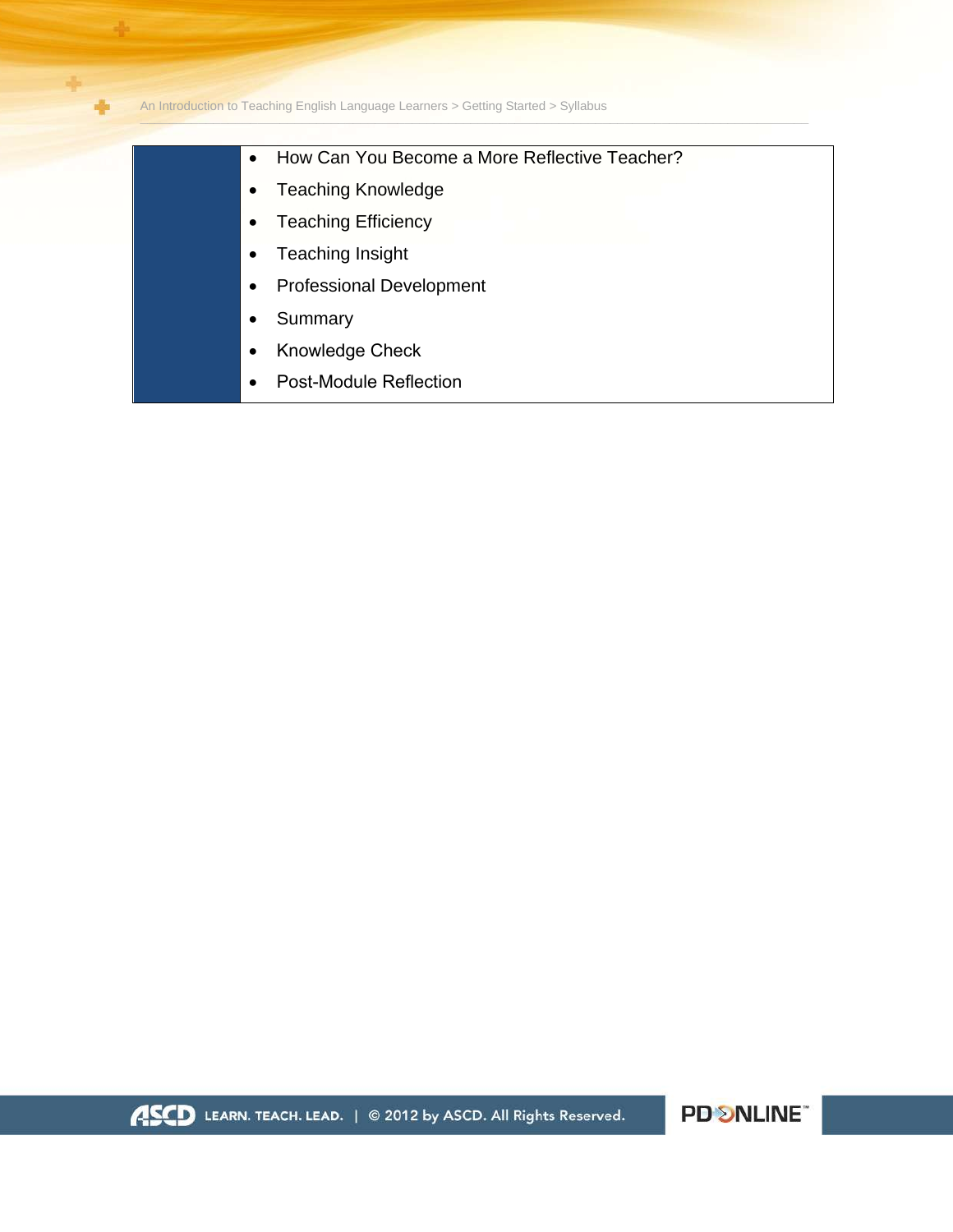| | |
|---|---|
| | • How Can You Become a More Reflective Teacher?<br>• Teaching Knowledge<br>• Teaching Efficiency<br>• Teaching Insight<br>• Professional Development<br>• Summary<br>• Knowledge Check<br>• Post-Module Reflection |